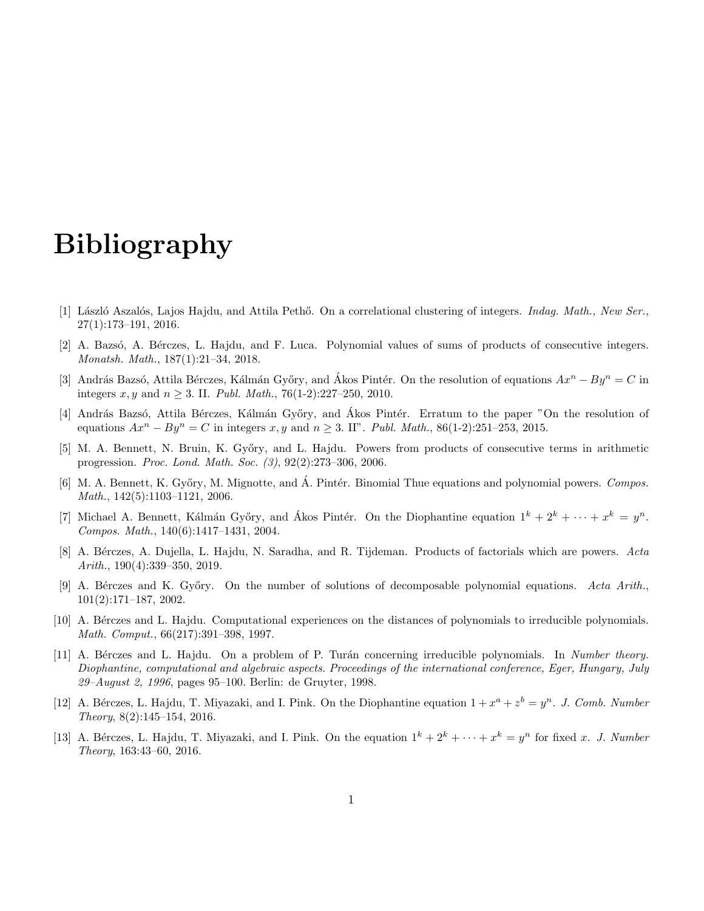# Bibliography

[1] László Aszalós, Lajos Hajdu, and Attila Pethő. On a correlational clustering of integers. *Indag. Math., New Ser.*, 27(1):173–191, 2016.

[2] A. Bazsó, A. Bérczes, L. Hajdu, and F. Luca. Polynomial values of sums of products of consecutive integers. *Monatsh. Math.*, 187(1):21–34, 2018.

[3] András Bazsó, Attila Bérczes, Kálmán Győry, and Ákos Pintér. On the resolution of equations $Ax^n - By^n = C$ in integers $x, y$ and $n \geq 3$. II. *Publ. Math.*, 76(1-2):227–250, 2010.

[4] András Bazsó, Attila Bérczes, Kálmán Győry, and Ákos Pintér. Erratum to the paper "On the resolution of equations $Ax^n - By^n = C$ in integers $x, y$ and $n \geq 3$. II". *Publ. Math.*, 86(1-2):251–253, 2015.

[5] M. A. Bennett, N. Bruin, K. Győry, and L. Hajdu. Powers from products of consecutive terms in arithmetic progression. *Proc. Lond. Math. Soc. (3)*, 92(2):273–306, 2006.

[6] M. A. Bennett, K. Győry, M. Mignotte, and Á. Pintér. Binomial Thue equations and polynomial powers. *Compos. Math.*, 142(5):1103–1121, 2006.

[7] Michael A. Bennett, Kálmán Győry, and Ákos Pintér. On the Diophantine equation $1^k + 2^k + \cdots + x^k = y^n$. *Compos. Math.*, 140(6):1417–1431, 2004.

[8] A. Bérczes, A. Dujella, L. Hajdu, N. Saradha, and R. Tijdeman. Products of factorials which are powers. *Acta Arith.*, 190(4):339–350, 2019.

[9] A. Bérczes and K. Győry. On the number of solutions of decomposable polynomial equations. *Acta Arith.*, 101(2):171–187, 2002.

[10] A. Bérczes and L. Hajdu. Computational experiences on the distances of polynomials to irreducible polynomials. *Math. Comput.*, 66(217):391–398, 1997.

[11] A. Bérczes and L. Hajdu. On a problem of P. Turán concerning irreducible polynomials. In *Number theory. Diophantine, computational and algebraic aspects. Proceedings of the international conference, Eger, Hungary, July 29–August 2, 1996*, pages 95–100. Berlin: de Gruyter, 1998.

[12] A. Bérczes, L. Hajdu, T. Miyazaki, and I. Pink. On the Diophantine equation $1 + x^a + z^b = y^n$. *J. Comb. Number Theory*, 8(2):145–154, 2016.

[13] A. Bérczes, L. Hajdu, T. Miyazaki, and I. Pink. On the equation $1^k + 2^k + \cdots + x^k = y^n$ for fixed $x$. *J. Number Theory*, 163:43–60, 2016.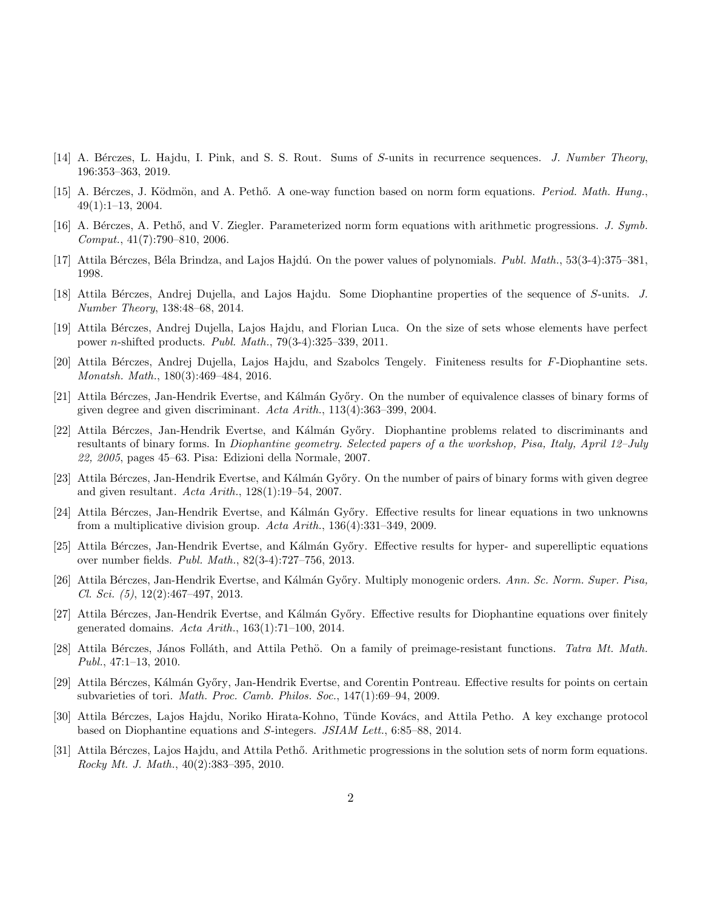[14] A. Bérczes, L. Hajdu, I. Pink, and S. S. Rout. Sums of $S$-units in recurrence sequences. *J. Number Theory*, 196:353–363, 2019.

[15] A. Bérczes, J. Ködmön, and A. Pethő. A one-way function based on norm form equations. *Period. Math. Hung.*, 49(1):1–13, 2004.

[16] A. Bérczes, A. Pethő, and V. Ziegler. Parameterized norm form equations with arithmetic progressions. *J. Symb. Comput.*, 41(7):790–810, 2006.

[17] Attila Bérczes, Béla Brindza, and Lajos Hajdú. On the power values of polynomials. *Publ. Math.*, 53(3-4):375–381, 1998.

[18] Attila Bérczes, Andrej Dujella, and Lajos Hajdu. Some Diophantine properties of the sequence of $S$-units. *J. Number Theory*, 138:48–68, 2014.

[19] Attila Bérczes, Andrej Dujella, Lajos Hajdu, and Florian Luca. On the size of sets whose elements have perfect power $n$-shifted products. *Publ. Math.*, 79(3-4):325–339, 2011.

[20] Attila Bérczes, Andrej Dujella, Lajos Hajdu, and Szabolcs Tengely. Finiteness results for $F$-Diophantine sets. *Monatsh. Math.*, 180(3):469–484, 2016.

[21] Attila Bérczes, Jan-Hendrik Evertse, and Kálmán Győry. On the number of equivalence classes of binary forms of given degree and given discriminant. *Acta Arith.*, 113(4):363–399, 2004.

[22] Attila Bérczes, Jan-Hendrik Evertse, and Kálmán Győry. Diophantine problems related to discriminants and resultants of binary forms. In *Diophantine geometry. Selected papers of a the workshop, Pisa, Italy, April 12–July 22, 2005*, pages 45–63. Pisa: Edizioni della Normale, 2007.

[23] Attila Bérczes, Jan-Hendrik Evertse, and Kálmán Győry. On the number of pairs of binary forms with given degree and given resultant. *Acta Arith.*, 128(1):19–54, 2007.

[24] Attila Bérczes, Jan-Hendrik Evertse, and Kálmán Győry. Effective results for linear equations in two unknowns from a multiplicative division group. *Acta Arith.*, 136(4):331–349, 2009.

[25] Attila Bérczes, Jan-Hendrik Evertse, and Kálmán Győry. Effective results for hyper- and superelliptic equations over number fields. *Publ. Math.*, 82(3-4):727–756, 2013.

[26] Attila Bérczes, Jan-Hendrik Evertse, and Kálmán Győry. Multiply monogenic orders. *Ann. Sc. Norm. Super. Pisa, Cl. Sci. (5)*, 12(2):467–497, 2013.

[27] Attila Bérczes, Jan-Hendrik Evertse, and Kálmán Győry. Effective results for Diophantine equations over finitely generated domains. *Acta Arith.*, 163(1):71–100, 2014.

[28] Attila Bérczes, János Folláth, and Attila Pethö. On a family of preimage-resistant functions. *Tatra Mt. Math. Publ.*, 47:1–13, 2010.

[29] Attila Bérczes, Kálmán Győry, Jan-Hendrik Evertse, and Corentin Pontreau. Effective results for points on certain subvarieties of tori. *Math. Proc. Camb. Philos. Soc.*, 147(1):69–94, 2009.

[30] Attila Bérczes, Lajos Hajdu, Noriko Hirata-Kohno, Tünde Kovács, and Attila Petho. A key exchange protocol based on Diophantine equations and $S$-integers. *JSIAM Lett.*, 6:85–88, 2014.

[31] Attila Bérczes, Lajos Hajdu, and Attila Pethő. Arithmetic progressions in the solution sets of norm form equations. *Rocky Mt. J. Math.*, 40(2):383–395, 2010.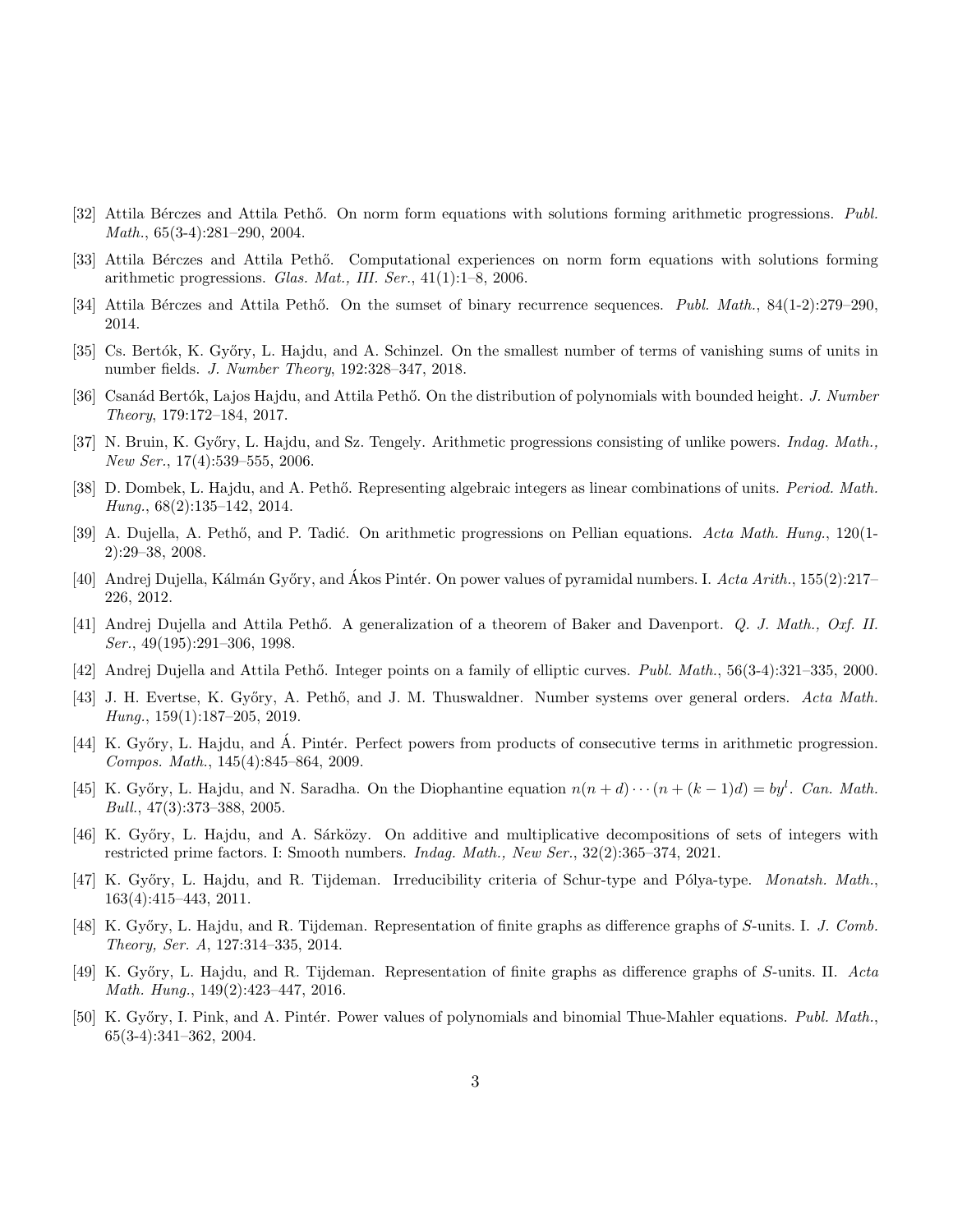[32] Attila Bérczes and Attila Pethő. On norm form equations with solutions forming arithmetic progressions. *Publ. Math.*, 65(3-4):281–290, 2004.

[33] Attila Bérczes and Attila Pethő. Computational experiences on norm form equations with solutions forming arithmetic progressions. *Glas. Mat., III. Ser.*, 41(1):1–8, 2006.

[34] Attila Bérczes and Attila Pethő. On the sumset of binary recurrence sequences. *Publ. Math.*, 84(1-2):279–290, 2014.

[35] Cs. Bertók, K. Győry, L. Hajdu, and A. Schinzel. On the smallest number of terms of vanishing sums of units in number fields. *J. Number Theory*, 192:328–347, 2018.

[36] Csanád Bertók, Lajos Hajdu, and Attila Pethő. On the distribution of polynomials with bounded height. *J. Number Theory*, 179:172–184, 2017.

[37] N. Bruin, K. Győry, L. Hajdu, and Sz. Tengely. Arithmetic progressions consisting of unlike powers. *Indag. Math., New Ser.*, 17(4):539–555, 2006.

[38] D. Dombek, L. Hajdu, and A. Pethő. Representing algebraic integers as linear combinations of units. *Period. Math. Hung.*, 68(2):135–142, 2014.

[39] A. Dujella, A. Pethő, and P. Tadić. On arithmetic progressions on Pellian equations. *Acta Math. Hung.*, 120(1-2):29–38, 2008.

[40] Andrej Dujella, Kálmán Győry, and Ákos Pintér. On power values of pyramidal numbers. I. *Acta Arith.*, 155(2):217–226, 2012.

[41] Andrej Dujella and Attila Pethő. A generalization of a theorem of Baker and Davenport. *Q. J. Math., Oxf. II. Ser.*, 49(195):291–306, 1998.

[42] Andrej Dujella and Attila Pethő. Integer points on a family of elliptic curves. *Publ. Math.*, 56(3-4):321–335, 2000.

[43] J. H. Evertse, K. Győry, A. Pethő, and J. M. Thuswaldner. Number systems over general orders. *Acta Math. Hung.*, 159(1):187–205, 2019.

[44] K. Győry, L. Hajdu, and Á. Pintér. Perfect powers from products of consecutive terms in arithmetic progression. *Compos. Math.*, 145(4):845–864, 2009.

[45] K. Győry, L. Hajdu, and N. Saradha. On the Diophantine equation $n(n+d)\cdots(n+(k-1)d) = by^l$. *Can. Math. Bull.*, 47(3):373–388, 2005.

[46] K. Győry, L. Hajdu, and A. Sárközy. On additive and multiplicative decompositions of sets of integers with restricted prime factors. I: Smooth numbers. *Indag. Math., New Ser.*, 32(2):365–374, 2021.

[47] K. Győry, L. Hajdu, and R. Tijdeman. Irreducibility criteria of Schur-type and Pólya-type. *Monatsh. Math.*, 163(4):415–443, 2011.

[48] K. Győry, L. Hajdu, and R. Tijdeman. Representation of finite graphs as difference graphs of $S$-units. I. *J. Comb. Theory, Ser. A*, 127:314–335, 2014.

[49] K. Győry, L. Hajdu, and R. Tijdeman. Representation of finite graphs as difference graphs of $S$-units. II. *Acta Math. Hung.*, 149(2):423–447, 2016.

[50] K. Győry, I. Pink, and A. Pintér. Power values of polynomials and binomial Thue-Mahler equations. *Publ. Math.*, 65(3-4):341–362, 2004.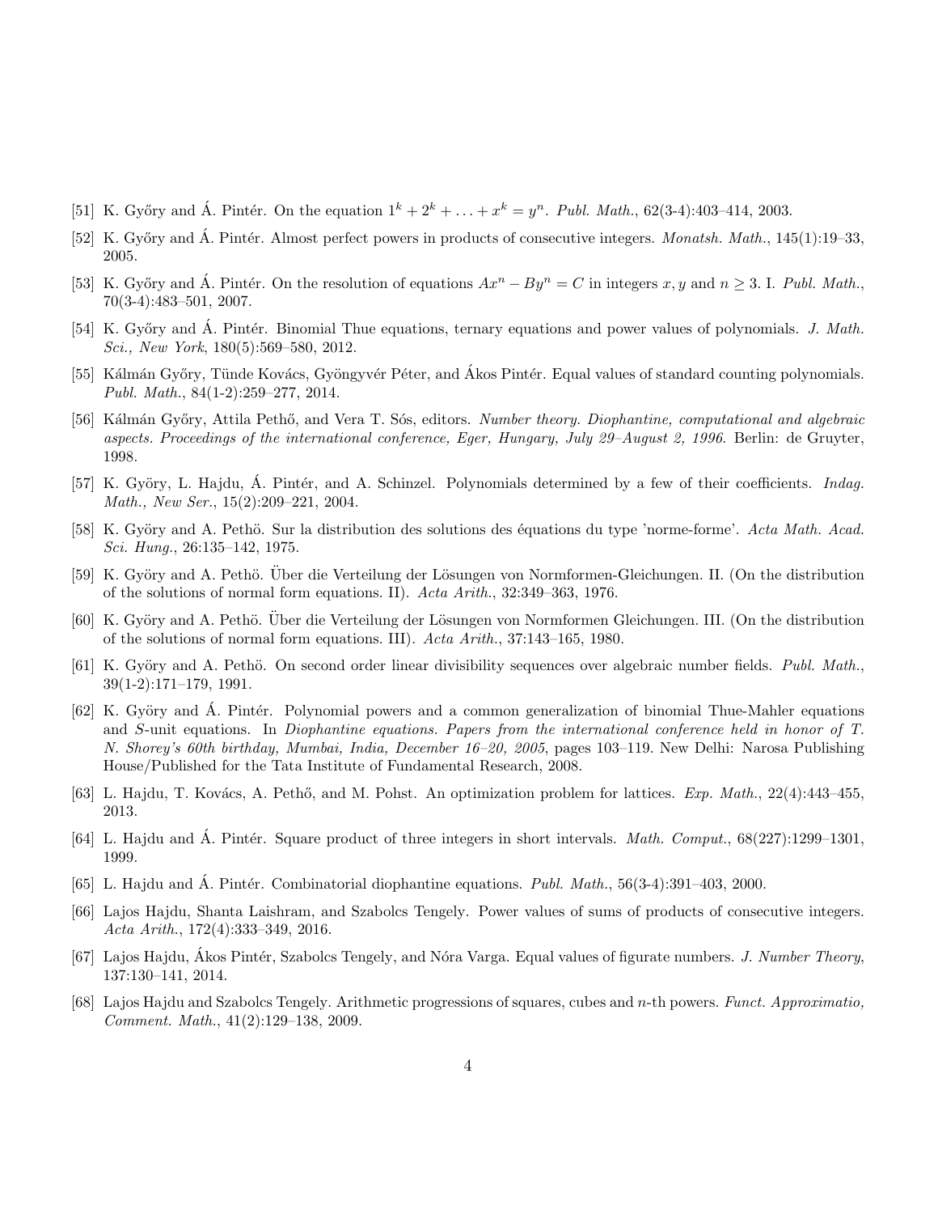[51] K. Győry and Á. Pintér. On the equation $1^k + 2^k + \ldots + x^k = y^n$. *Publ. Math.*, 62(3-4):403–414, 2003.

[52] K. Győry and Á. Pintér. Almost perfect powers in products of consecutive integers. *Monatsh. Math.*, 145(1):19–33, 2005.

[53] K. Győry and Á. Pintér. On the resolution of equations $Ax^n - By^n = C$ in integers $x, y$ and $n \geq 3$. I. *Publ. Math.*, 70(3-4):483–501, 2007.

[54] K. Győry and Á. Pintér. Binomial Thue equations, ternary equations and power values of polynomials. *J. Math. Sci., New York*, 180(5):569–580, 2012.

[55] Kálmán Győry, Tünde Kovács, Gyöngyvér Péter, and Ákos Pintér. Equal values of standard counting polynomials. *Publ. Math.*, 84(1-2):259–277, 2014.

[56] Kálmán Győry, Attila Pethő, and Vera T. Sós, editors. *Number theory. Diophantine, computational and algebraic aspects. Proceedings of the international conference, Eger, Hungary, July 29–August 2, 1996*. Berlin: de Gruyter, 1998.

[57] K. Györy, L. Hajdu, Á. Pintér, and A. Schinzel. Polynomials determined by a few of their coefficients. *Indag. Math., New Ser.*, 15(2):209–221, 2004.

[58] K. Györy and A. Pethö. Sur la distribution des solutions des équations du type 'norme-forme'. *Acta Math. Acad. Sci. Hung.*, 26:135–142, 1975.

[59] K. Györy and A. Pethö. Über die Verteilung der Lösungen von Normformen-Gleichungen. II. (On the distribution of the solutions of normal form equations. II). *Acta Arith.*, 32:349–363, 1976.

[60] K. Györy and A. Pethö. Über die Verteilung der Lösungen von Normformen Gleichungen. III. (On the distribution of the solutions of normal form equations. III). *Acta Arith.*, 37:143–165, 1980.

[61] K. Györy and A. Pethö. On second order linear divisibility sequences over algebraic number fields. *Publ. Math.*, 39(1-2):171–179, 1991.

[62] K. Györy and Á. Pintér. Polynomial powers and a common generalization of binomial Thue-Mahler equations and $S$-unit equations. In *Diophantine equations. Papers from the international conference held in honor of T. N. Shorey's 60th birthday, Mumbai, India, December 16–20, 2005*, pages 103–119. New Delhi: Narosa Publishing House/Published for the Tata Institute of Fundamental Research, 2008.

[63] L. Hajdu, T. Kovács, A. Pethő, and M. Pohst. An optimization problem for lattices. *Exp. Math.*, 22(4):443–455, 2013.

[64] L. Hajdu and Á. Pintér. Square product of three integers in short intervals. *Math. Comput.*, 68(227):1299–1301, 1999.

[65] L. Hajdu and Á. Pintér. Combinatorial diophantine equations. *Publ. Math.*, 56(3-4):391–403, 2000.

[66] Lajos Hajdu, Shanta Laishram, and Szabolcs Tengely. Power values of sums of products of consecutive integers. *Acta Arith.*, 172(4):333–349, 2016.

[67] Lajos Hajdu, Ákos Pintér, Szabolcs Tengely, and Nóra Varga. Equal values of figurate numbers. *J. Number Theory*, 137:130–141, 2014.

[68] Lajos Hajdu and Szabolcs Tengely. Arithmetic progressions of squares, cubes and $n$-th powers. *Funct. Approximatio, Comment. Math.*, 41(2):129–138, 2009.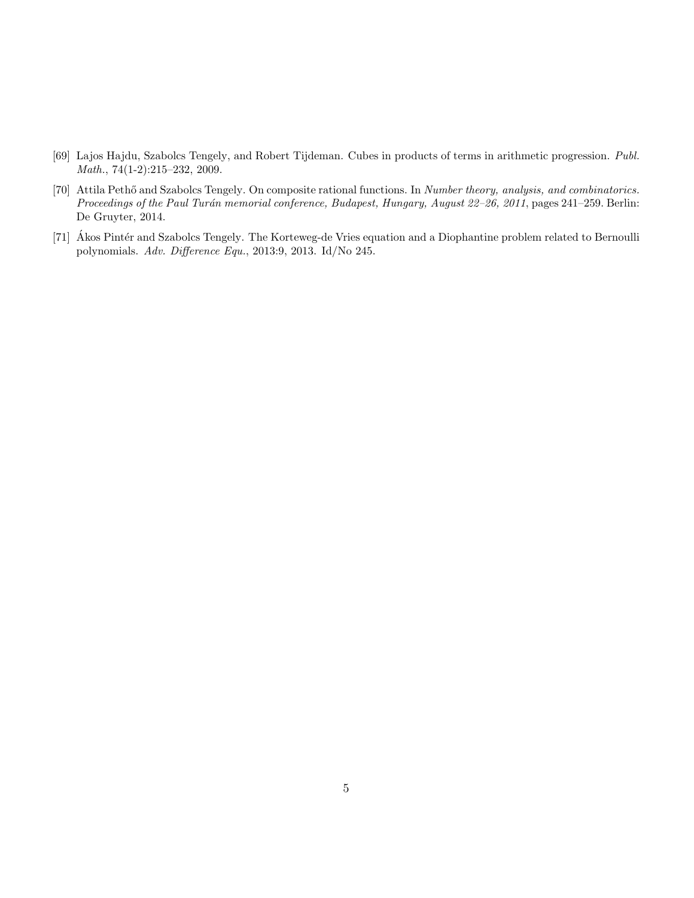[69] Lajos Hajdu, Szabolcs Tengely, and Robert Tijdeman. Cubes in products of terms in arithmetic progression. *Publ. Math.*, 74(1-2):215–232, 2009.

[70] Attila Pethő and Szabolcs Tengely. On composite rational functions. In *Number theory, analysis, and combinatorics. Proceedings of the Paul Turán memorial conference, Budapest, Hungary, August 22–26, 2011*, pages 241–259. Berlin: De Gruyter, 2014.

[71] Ákos Pintér and Szabolcs Tengely. The Korteweg-de Vries equation and a Diophantine problem related to Bernoulli polynomials. *Adv. Difference Equ.*, 2013:9, 2013. Id/No 245.